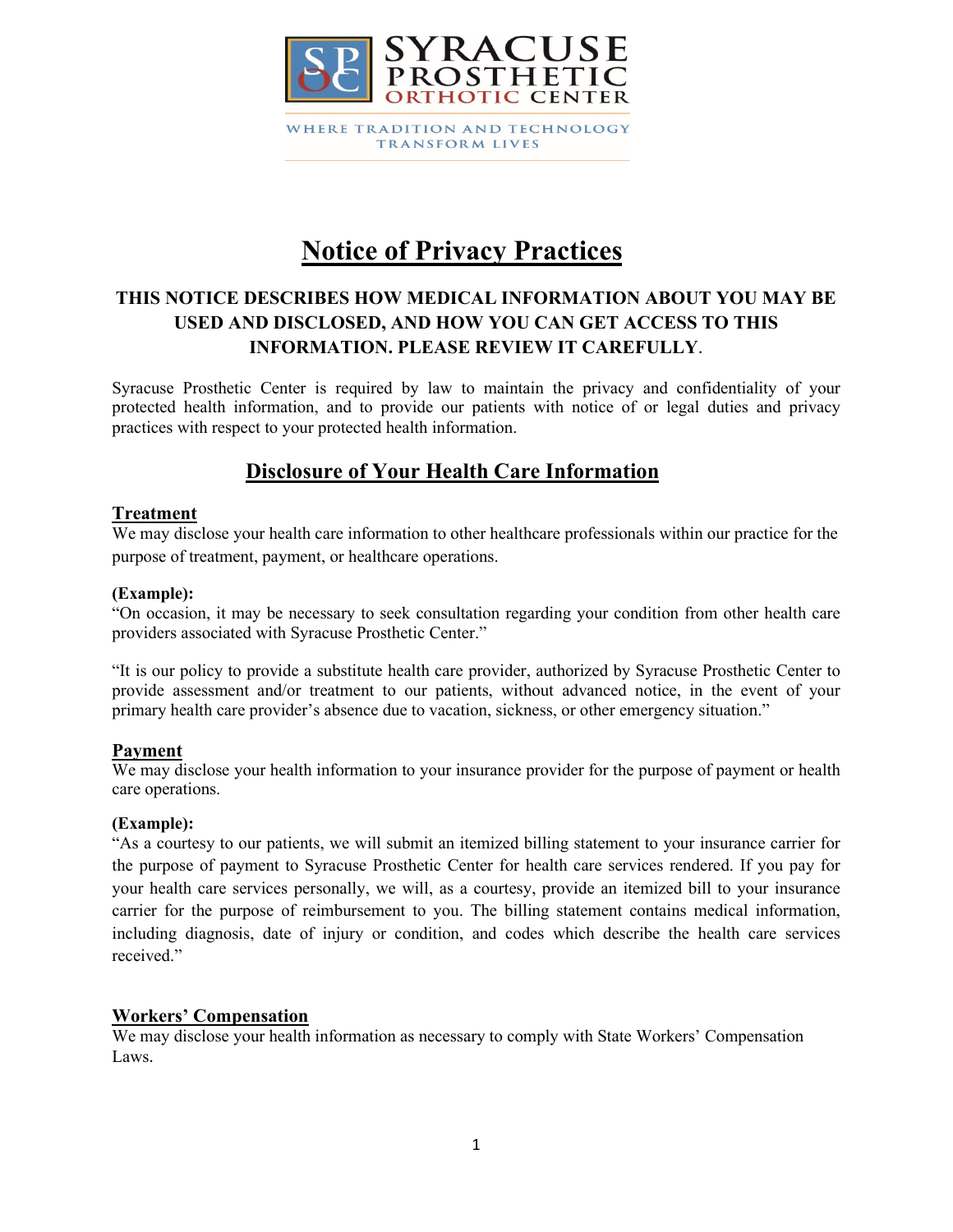SYRACUSE PROSTHETIC ORTHOTIC CENTER

WHERE TRADITION AND TECHNOLOGY TRANSFORM LIVES

# Notice of Privacy Practices

**THIS NOTICE DESCRIBES HOW MEDICAL INFORMATION ABOUT YOU MAY BE USED AND DISCLOSED, AND HOW YOU CAN GET ACCESS TO THIS INFORMATION. PLEASE REVIEW IT CAREFULLY.**

Syracuse Prosthetic Center is required by law to maintain the privacy and confidentiality of your protected health information, and to provide our patients with notice of or legal duties and privacy practices with respect to your protected health information.

## Disclosure of Your Health Care Information

### Treatment

We may disclose your health care information to other healthcare professionals within our practice for the purpose of treatment, payment, or healthcare operations.

**(Example):**

"On occasion, it may be necessary to seek consultation regarding your condition from other health care providers associated with Syracuse Prosthetic Center."

"It is our policy to provide a substitute health care provider, authorized by Syracuse Prosthetic Center to provide assessment and/or treatment to our patients, without advanced notice, in the event of your primary health care provider's absence due to vacation, sickness, or other emergency situation."

### Payment

We may disclose your health information to your insurance provider for the purpose of payment or health care operations.

**(Example):**

"As a courtesy to our patients, we will submit an itemized billing statement to your insurance carrier for the purpose of payment to Syracuse Prosthetic Center for health care services rendered. If you pay for your health care services personally, we will, as a courtesy, provide an itemized bill to your insurance carrier for the purpose of reimbursement to you. The billing statement contains medical information, including diagnosis, date of injury or condition, and codes which describe the health care services received."

### Workers' Compensation

We may disclose your health information as necessary to comply with State Workers' Compensation Laws.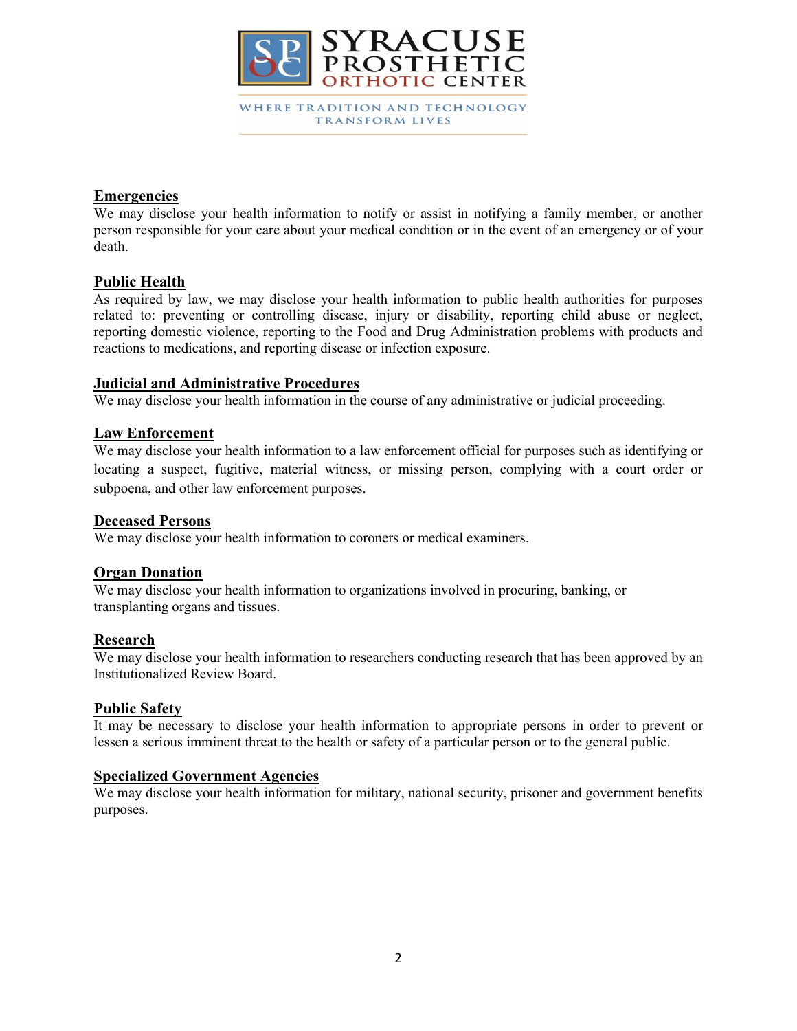**Emergencies**

We may disclose your health information to notify or assist in notifying a family member, or another person responsible for your care about your medical condition or in the event of an emergency or of your death.

**Public Health**

As required by law, we may disclose your health information to public health authorities for purposes related to: preventing or controlling disease, injury or disability, reporting child abuse or neglect, reporting domestic violence, reporting to the Food and Drug Administration problems with products and reactions to medications, and reporting disease or infection exposure.

**Judicial and Administrative Procedures**

We may disclose your health information in the course of any administrative or judicial proceeding.

**Law Enforcement**

We may disclose your health information to a law enforcement official for purposes such as identifying or locating a suspect, fugitive, material witness, or missing person, complying with a court order or subpoena, and other law enforcement purposes.

**Deceased Persons**

We may disclose your health information to coroners or medical examiners.

**Organ Donation**

We may disclose your health information to organizations involved in procuring, banking, or transplanting organs and tissues.

**Research**

We may disclose your health information to researchers conducting research that has been approved by an Institutionalized Review Board.

**Public Safety**

It may be necessary to disclose your health information to appropriate persons in order to prevent or lessen a serious imminent threat to the health or safety of a particular person or to the general public.

**Specialized Government Agencies**

We may disclose your health information for military, national security, prisoner and government benefits purposes.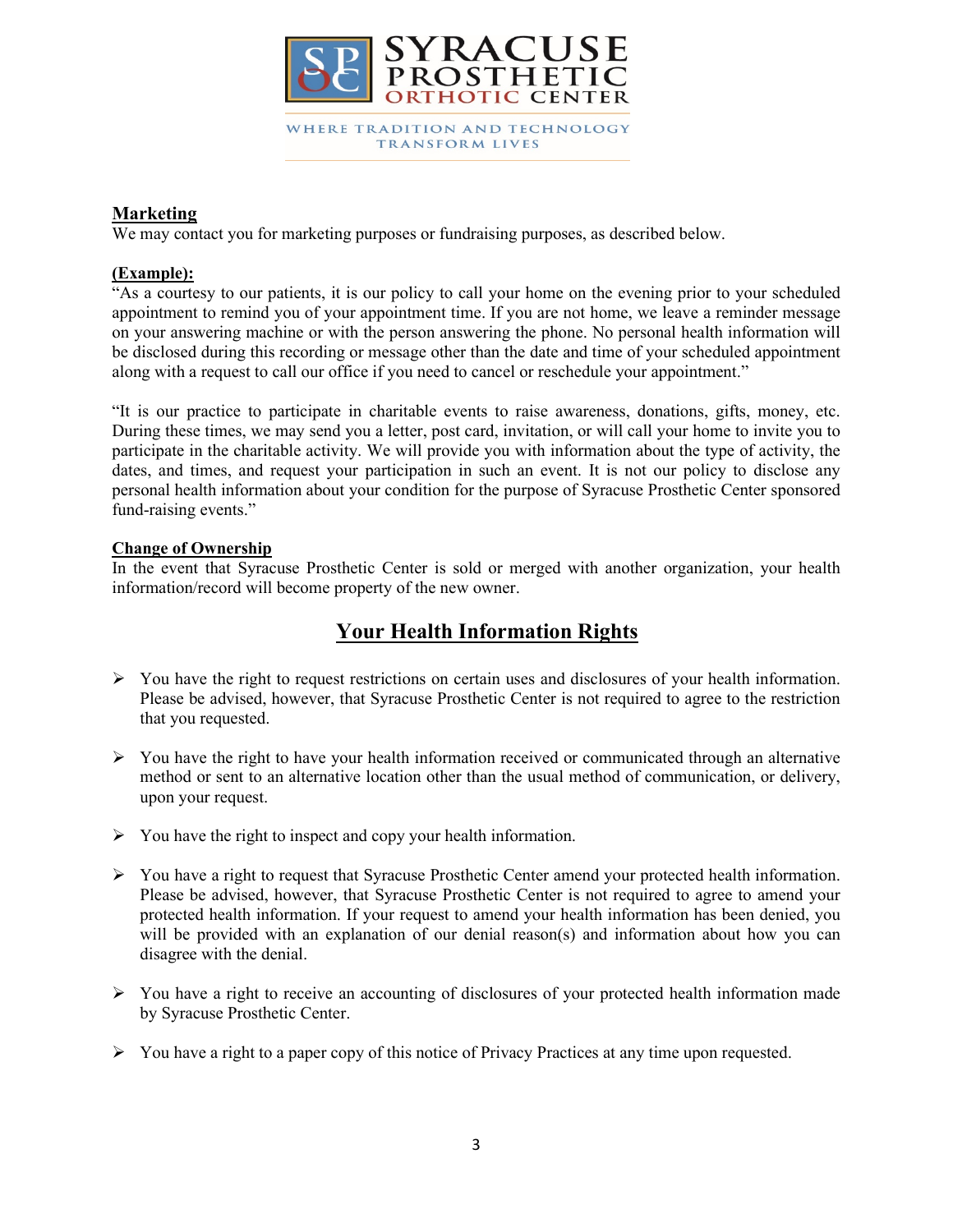## Marketing

We may contact you for marketing purposes or fundraising purposes, as described below.

**(Example):**

"As a courtesy to our patients, it is our policy to call your home on the evening prior to your scheduled appointment to remind you of your appointment time. If you are not home, we leave a reminder message on your answering machine or with the person answering the phone. No personal health information will be disclosed during this recording or message other than the date and time of your scheduled appointment along with a request to call our office if you need to cancel or reschedule your appointment."

"It is our practice to participate in charitable events to raise awareness, donations, gifts, money, etc. During these times, we may send you a letter, post card, invitation, or will call your home to invite you to participate in the charitable activity. We will provide you with information about the type of activity, the dates, and times, and request your participation in such an event. It is not our policy to disclose any personal health information about your condition for the purpose of Syracuse Prosthetic Center sponsored fund-raising events."

## Change of Ownership

In the event that Syracuse Prosthetic Center is sold or merged with another organization, your health information/record will become property of the new owner.

# Your Health Information Rights

- You have the right to request restrictions on certain uses and disclosures of your health information. Please be advised, however, that Syracuse Prosthetic Center is not required to agree to the restriction that you requested.
- You have the right to have your health information received or communicated through an alternative method or sent to an alternative location other than the usual method of communication, or delivery, upon your request.
- You have the right to inspect and copy your health information.
- You have a right to request that Syracuse Prosthetic Center amend your protected health information. Please be advised, however, that Syracuse Prosthetic Center is not required to agree to amend your protected health information. If your request to amend your health information has been denied, you will be provided with an explanation of our denial reason(s) and information about how you can disagree with the denial.
- You have a right to receive an accounting of disclosures of your protected health information made by Syracuse Prosthetic Center.
- You have a right to a paper copy of this notice of Privacy Practices at any time upon requested.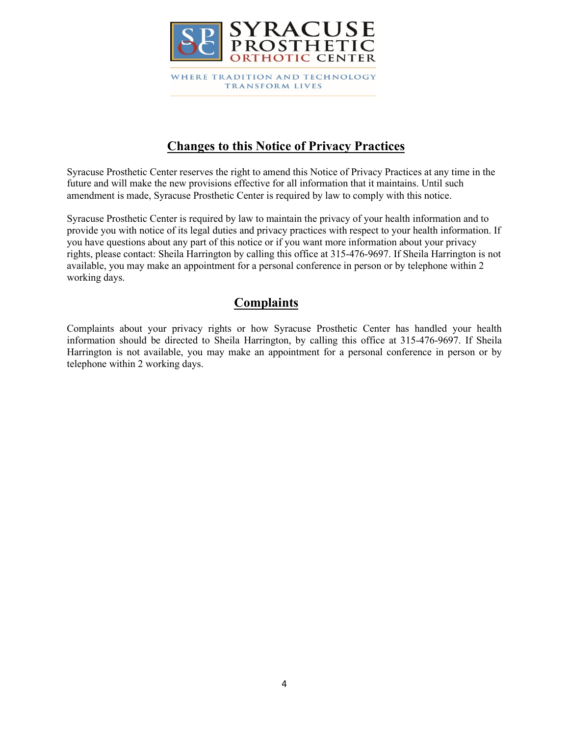## Changes to this Notice of Privacy Practices

Syracuse Prosthetic Center reserves the right to amend this Notice of Privacy Practices at any time in the future and will make the new provisions effective for all information that it maintains. Until such amendment is made, Syracuse Prosthetic Center is required by law to comply with this notice.

Syracuse Prosthetic Center is required by law to maintain the privacy of your health information and to provide you with notice of its legal duties and privacy practices with respect to your health information. If you have questions about any part of this notice or if you want more information about your privacy rights, please contact: Sheila Harrington by calling this office at 315-476-9697. If Sheila Harrington is not available, you may make an appointment for a personal conference in person or by telephone within 2 working days.

## Complaints

Complaints about your privacy rights or how Syracuse Prosthetic Center has handled your health information should be directed to Sheila Harrington, by calling this office at 315-476-9697. If Sheila Harrington is not available, you may make an appointment for a personal conference in person or by telephone within 2 working days.